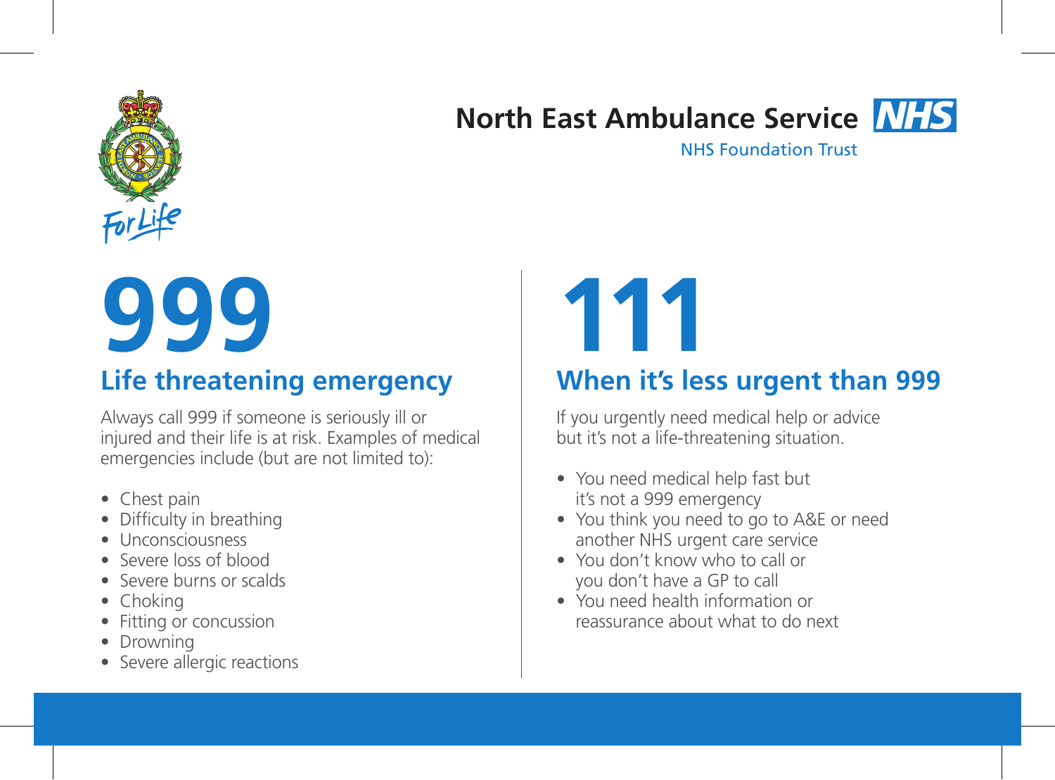North East Ambulance Service NHS

NHS Foundation Trust

For Life

# 999

## Life threatening emergency

Always call 999 if someone is seriously ill or injured and their life is at risk. Examples of medical emergencies include (but are not limited to):

- Chest pain
- Difficulty in breathing
- Unconsciousness
- Severe loss of blood
- Severe burns or scalds
- Choking
- Fitting or concussion
- Drowning
- Severe allergic reactions

# 111

## When it's less urgent than 999

If you urgently need medical help or advice but it's not a life-threatening situation.

- You need medical help fast but it's not a 999 emergency
- You think you need to go to A&E or need another NHS urgent care service
- You don't know who to call or you don't have a GP to call
- You need health information or reassurance about what to do next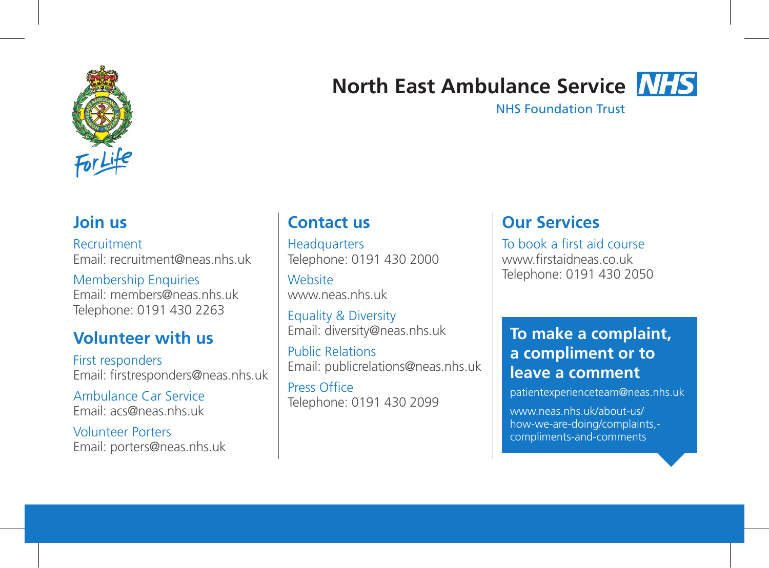North East Ambulance Service NHS

NHS Foundation Trust

For Life

## Join us

Recruitment
Email: recruitment@neas.nhs.uk

Membership Enquiries
Email: members@neas.nhs.uk
Telephone: 0191 430 2263

## Volunteer with us

First responders
Email: firstresponders@neas.nhs.uk

Ambulance Car Service
Email: acs@neas.nhs.uk

Volunteer Porters
Email: porters@neas.nhs.uk

## Contact us

Headquarters
Telephone: 0191 430 2000

Website
www.neas.nhs.uk

Equality & Diversity
Email: diversity@neas.nhs.uk

Public Relations
Email: publicrelations@neas.nhs.uk

Press Office
Telephone: 0191 430 2099

## Our Services

To book a first aid course
www.firstaidneas.co.uk
Telephone: 0191 430 2050

### To make a complaint, a compliment or to leave a comment

patientexperienceteam@neas.nhs.uk

www.neas.nhs.uk/about-us/how-we-are-doing/complaints,-compliments-and-comments